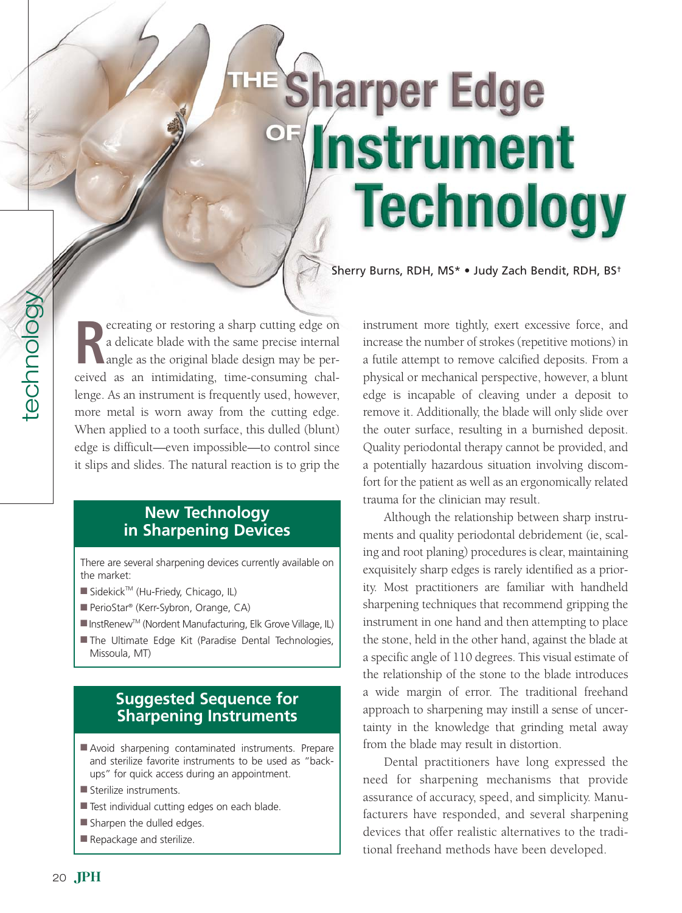# The Sharper Edge of Instrument Technology

Sherry Burns, RDH, MS* • Judy Zach Bendit, RDH, BS†

Recreating or restoring a sharp cutting edge on a delicate blade with the same precise internal angle as the original blade design may be perceived as an intimidating, time-consuming challenge. As an instrument is frequently used, however, more metal is worn away from the cutting edge. When applied to a tooth surface, this dulled (blunt) edge is difficult—even impossible—to control since it slips and slides. The natural reaction is to grip the instrument more tightly, exert excessive force, and increase the number of strokes (repetitive motions) in a futile attempt to remove calcified deposits. From a physical or mechanical perspective, however, a blunt edge is incapable of cleaving under a deposit to remove it. Additionally, the blade will only slide over the outer surface, resulting in a burnished deposit. Quality periodontal therapy cannot be provided, and a potentially hazardous situation involving discomfort for the patient as well as an ergonomically related trauma for the clinician may result.

Although the relationship between sharp instruments and quality periodontal debridement (ie, scaling and root planing) procedures is clear, maintaining exquisitely sharp edges is rarely identified as a priority. Most practitioners are familiar with handheld sharpening techniques that recommend gripping the instrument in one hand and then attempting to place the stone, held in the other hand, against the blade at a specific angle of 110 degrees. This visual estimate of the relationship of the stone to the blade introduces a wide margin of error. The traditional freehand approach to sharpening may instill a sense of uncertainty in the knowledge that grinding metal away from the blade may result in distortion.

Dental practitioners have long expressed the need for sharpening mechanisms that provide assurance of accuracy, speed, and simplicity. Manufacturers have responded, and several sharpening devices that offer realistic alternatives to the traditional freehand methods have been developed.

## New Technology in Sharpening Devices

There are several sharpening devices currently available on the market:

- Sidekick™ (Hu-Friedy, Chicago, IL)
- PerioStar® (Kerr-Sybron, Orange, CA)
- InstRenew™ (Nordent Manufacturing, Elk Grove Village, IL)
- The Ultimate Edge Kit (Paradise Dental Technologies, Missoula, MT)

## Suggested Sequence for Sharpening Instruments

- Avoid sharpening contaminated instruments. Prepare and sterilize favorite instruments to be used as "back-ups" for quick access during an appointment.
- Sterilize instruments.
- Test individual cutting edges on each blade.
- Sharpen the dulled edges.
- Repackage and sterilize.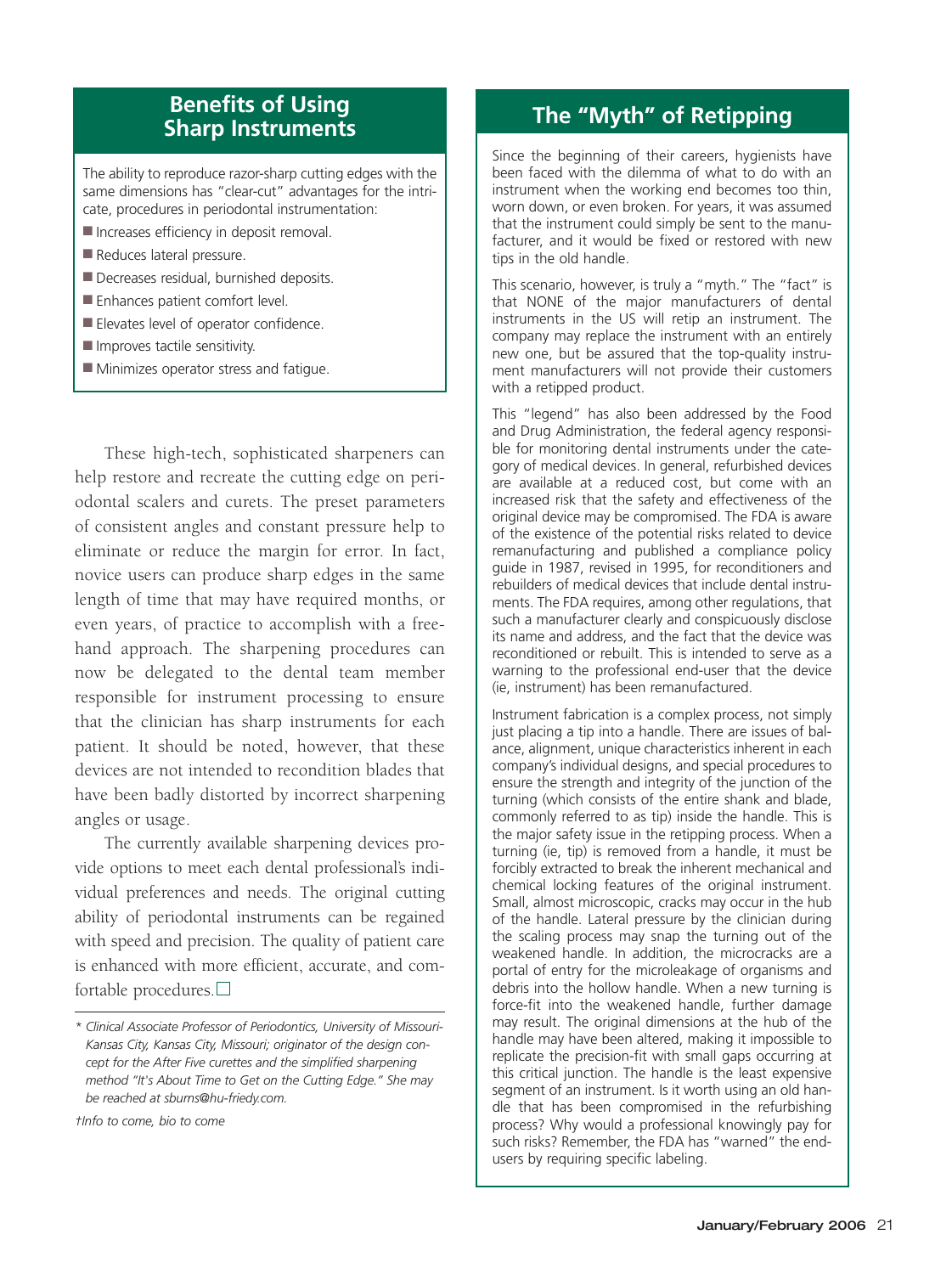## Benefits of Using Sharp Instruments

The ability to reproduce razor-sharp cutting edges with the same dimensions has "clear-cut" advantages for the intricate, procedures in periodontal instrumentation:

- Increases efficiency in deposit removal.
- Reduces lateral pressure.
- Decreases residual, burnished deposits.
- Enhances patient comfort level.
- Elevates level of operator confidence.
- Improves tactile sensitivity.
- Minimizes operator stress and fatigue.

These high-tech, sophisticated sharpeners can help restore and recreate the cutting edge on periodontal scalers and curets. The preset parameters of consistent angles and constant pressure help to eliminate or reduce the margin for error. In fact, novice users can produce sharp edges in the same length of time that may have required months, or even years, of practice to accomplish with a freehand approach. The sharpening procedures can now be delegated to the dental team member responsible for instrument processing to ensure that the clinician has sharp instruments for each patient. It should be noted, however, that these devices are not intended to recondition blades that have been badly distorted by incorrect sharpening angles or usage.

The currently available sharpening devices provide options to meet each dental professional's individual preferences and needs. The original cutting ability of periodontal instruments can be regained with speed and precision. The quality of patient care is enhanced with more efficient, accurate, and comfortable procedures. □

---

*\* Clinical Associate Professor of Periodontics, University of Missouri-Kansas City, Kansas City, Missouri; originator of the design concept for the After Five curettes and the simplified sharpening method "It's About Time to Get on the Cutting Edge." She may be reached at sburns@hu-friedy.com.*

*†Info to come, bio to come*

## The "Myth" of Retipping

Since the beginning of their careers, hygienists have been faced with the dilemma of what to do with an instrument when the working end becomes too thin, worn down, or even broken. For years, it was assumed that the instrument could simply be sent to the manufacturer, and it would be fixed or restored with new tips in the old handle.

This scenario, however, is truly a "myth." The "fact" is that NONE of the major manufacturers of dental instruments in the US will retip an instrument. The company may replace the instrument with an entirely new one, but be assured that the top-quality instrument manufacturers will not provide their customers with a retipped product.

This "legend" has also been addressed by the Food and Drug Administration, the federal agency responsible for monitoring dental instruments under the category of medical devices. In general, refurbished devices are available at a reduced cost, but come with an increased risk that the safety and effectiveness of the original device may be compromised. The FDA is aware of the existence of the potential risks related to device remanufacturing and published a compliance policy guide in 1987, revised in 1995, for reconditioners and rebuilders of medical devices that include dental instruments. The FDA requires, among other regulations, that such a manufacturer clearly and conspicuously disclose its name and address, and the fact that the device was reconditioned or rebuilt. This is intended to serve as a warning to the professional end-user that the device (ie, instrument) has been remanufactured.

Instrument fabrication is a complex process, not simply just placing a tip into a handle. There are issues of balance, alignment, unique characteristics inherent in each company's individual designs, and special procedures to ensure the strength and integrity of the junction of the turning (which consists of the entire shank and blade, commonly referred to as tip) inside the handle. This is the major safety issue in the retipping process. When a turning (ie, tip) is removed from a handle, it must be forcibly extracted to break the inherent mechanical and chemical locking features of the original instrument. Small, almost microscopic, cracks may occur in the hub of the handle. Lateral pressure by the clinician during the scaling process may snap the turning out of the weakened handle. In addition, the microcracks are a portal of entry for the microleakage of organisms and debris into the hollow handle. When a new turning is force-fit into the weakened handle, further damage may result. The original dimensions at the hub of the handle may have been altered, making it impossible to replicate the precision-fit with small gaps occurring at this critical junction. The handle is the least expensive segment of an instrument. Is it worth using an old handle that has been compromised in the refurbishing process? Why would a professional knowingly pay for such risks? Remember, the FDA has "warned" the end-users by requiring specific labeling.